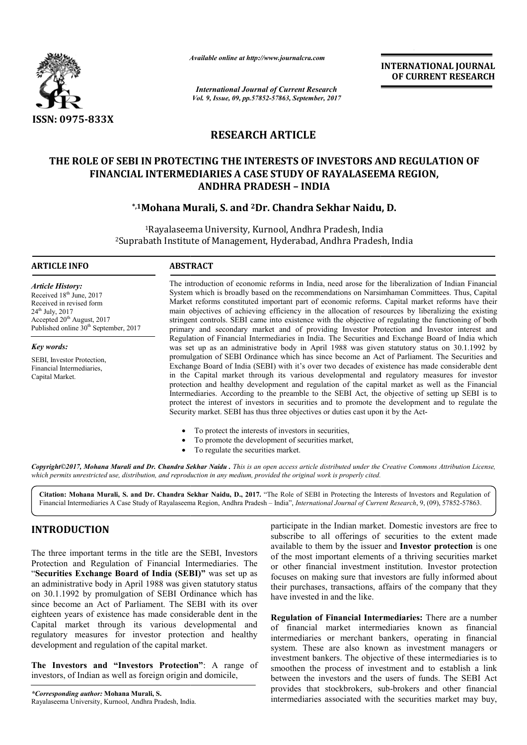ISSN: 0975-833X

*Available online at http://www.journalcra.com*

*International Journal of Current Research*
*Vol. 9, Issue, 09, pp.57852-57863, September, 2017*

**INTERNATIONAL JOURNAL OF CURRENT RESEARCH**

## RESEARCH ARTICLE

# THE ROLE OF SEBI IN PROTECTING THE INTERESTS OF INVESTORS AND REGULATION OF FINANCIAL INTERMEDIARIES A CASE STUDY OF RAYALASEEMA REGION, ANDHRA PRADESH – INDIA

**[*,1]Mohana Murali, S. and [2]Dr. Chandra Sekhar Naidu, D.**

[1]Rayalaseema University, Kurnool, Andhra Pradesh, India
[2]Suprabath Institute of Management, Hyderabad, Andhra Pradesh, India

**ARTICLE INFO**

*Article History:*
Received 18th June, 2017
Received in revised form
24th July, 2017
Accepted 20th August, 2017
Published online 30th September, 2017

*Key words:*
SEBI, Investor Protection, Financial Intermediaries, Capital Market.

**ABSTRACT**

The introduction of economic reforms in India, need arose for the liberalization of Indian Financial System which is broadly based on the recommendations on Narsimhaman Committees. Thus, Capital Market reforms constituted important part of economic reforms. Capital market reforms have their main objectives of achieving efficiency in the allocation of resources by liberalizing the existing stringent controls. SEBI came into existence with the objective of regulating the functioning of both primary and secondary market and of providing Investor Protection and Investor interest and Regulation of Financial Intermediaries in India. The Securities and Exchange Board of India which was set up as an administrative body in April 1988 was given statutory status on 30.1.1992 by promulgation of SEBI Ordinance which has since become an Act of Parliament. The Securities and Exchange Board of India (SEBI) with it's over two decades of existence has made considerable dent in the Capital market through its various developmental and regulatory measures for investor protection and healthy development and regulation of the capital market as well as the Financial Intermediaries. According to the preamble to the SEBI Act, the objective of setting up SEBI is to protect the interest of investors in securities and to promote the development and to regulate the Security market. SEBI has thus three objectives or duties cast upon it by the Act-

- To protect the interests of investors in securities,
- To promote the development of securities market,
- To regulate the securities market.

***Copyright©2017, Mohana Murali and Dr. Chandra Sekhar Naidu**. This is an open access article distributed under the Creative Commons Attribution License, which permits unrestricted use, distribution, and reproduction in any medium, provided the original work is properly cited.*

**Citation: Mohana Murali, S. and Dr. Chandra Sekhar Naidu, D., 2017.** "The Role of SEBI in Protecting the Interests of Investors and Regulation of Financial Intermediaries A Case Study of Rayalaseema Region, Andhra Pradesh – India", *International Journal of Current Research*, 9, (09), 57852-57863.

## INTRODUCTION

The three important terms in the title are the SEBI, Investors Protection and Regulation of Financial Intermediaries. The "**Securities Exchange Board of India (SEBI)"** was set up as an administrative body in April 1988 was given statutory status on 30.1.1992 by promulgation of SEBI Ordinance which has since become an Act of Parliament. The SEBI with its over eighteen years of existence has made considerable dent in the Capital market through its various developmental and regulatory measures for investor protection and healthy development and regulation of the capital market.

**The Investors and "Investors Protection"**: A range of investors, of Indian as well as foreign origin and domicile, participate in the Indian market. Domestic investors are free to subscribe to all offerings of securities to the extent made available to them by the issuer and **Investor protection** is one of the most important elements of a thriving securities market or other financial investment institution. Investor protection focuses on making sure that investors are fully informed about their purchases, transactions, affairs of the company that they have invested in and the like.

**Regulation of Financial Intermediaries:** There are a number of financial market intermediaries known as financial intermediaries or merchant bankers, operating in financial system. These are also known as investment managers or investment bankers. The objective of these intermediaries is to smoothen the process of investment and to establish a link between the investors and the users of funds. The SEBI Act provides that stockbrokers, sub-brokers and other financial intermediaries associated with the securities market may buy,

**\*Corresponding author: Mohana Murali, S.**
Rayalaseema University, Kurnool, Andhra Pradesh, India.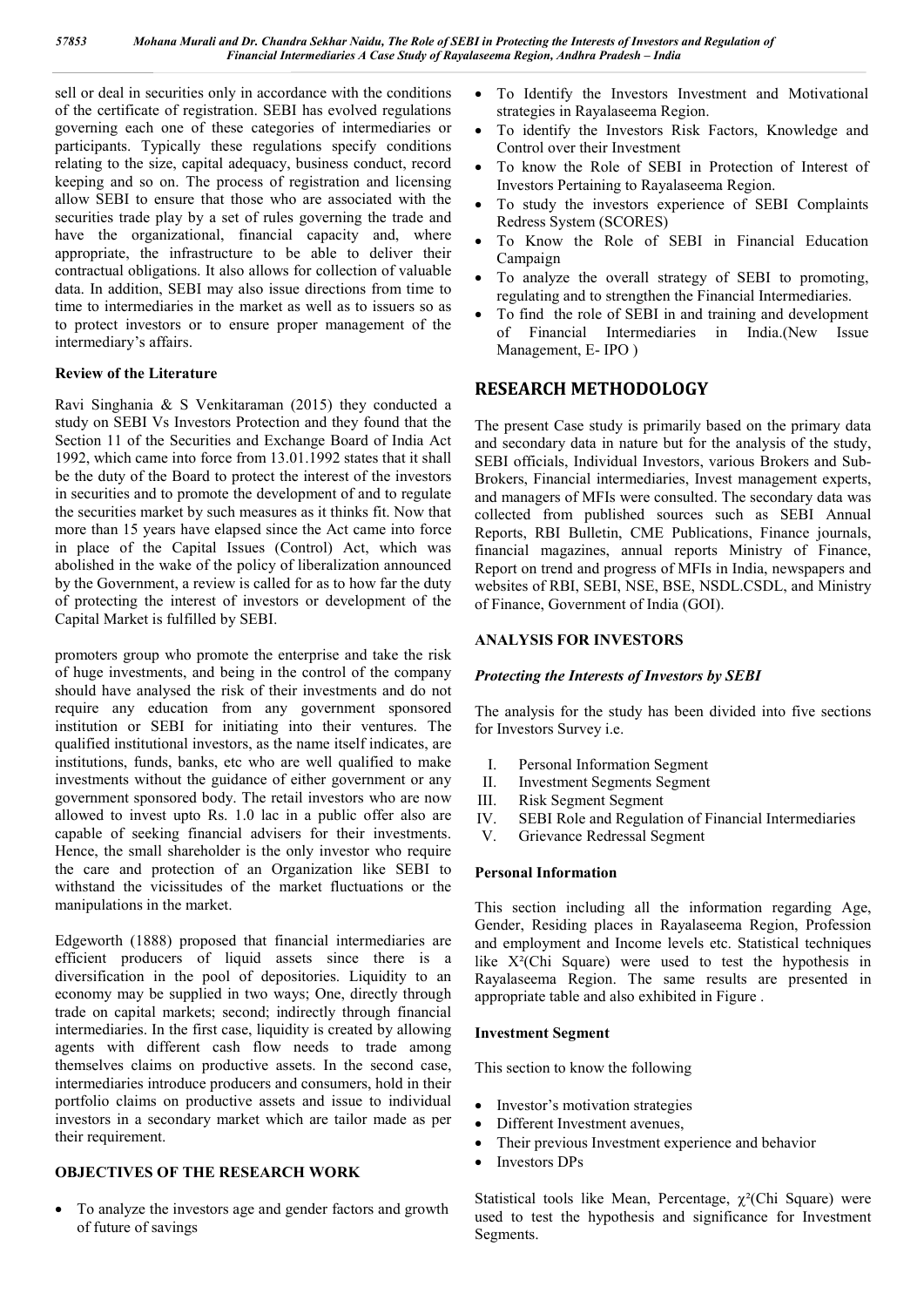sell or deal in securities only in accordance with the conditions of the certificate of registration. SEBI has evolved regulations governing each one of these categories of intermediaries or participants. Typically these regulations specify conditions relating to the size, capital adequacy, business conduct, record keeping and so on. The process of registration and licensing allow SEBI to ensure that those who are associated with the securities trade play by a set of rules governing the trade and have the organizational, financial capacity and, where appropriate, the infrastructure to be able to deliver their contractual obligations. It also allows for collection of valuable data. In addition, SEBI may also issue directions from time to time to intermediaries in the market as well as to issuers so as to protect investors or to ensure proper management of the intermediary's affairs.

### Review of the Literature

Ravi Singhania & S Venkitaraman (2015) they conducted a study on SEBI Vs Investors Protection and they found that the Section 11 of the Securities and Exchange Board of India Act 1992, which came into force from 13.01.1992 states that it shall be the duty of the Board to protect the interest of the investors in securities and to promote the development of and to regulate the securities market by such measures as it thinks fit. Now that more than 15 years have elapsed since the Act came into force in place of the Capital Issues (Control) Act, which was abolished in the wake of the policy of liberalization announced by the Government, a review is called for as to how far the duty of protecting the interest of investors or development of the Capital Market is fulfilled by SEBI.

promoters group who promote the enterprise and take the risk of huge investments, and being in the control of the company should have analysed the risk of their investments and do not require any education from any government sponsored institution or SEBI for initiating into their ventures. The qualified institutional investors, as the name itself indicates, are institutions, funds, banks, etc who are well qualified to make investments without the guidance of either government or any government sponsored body. The retail investors who are now allowed to invest upto Rs. 1.0 lac in a public offer also are capable of seeking financial advisers for their investments. Hence, the small shareholder is the only investor who require the care and protection of an Organization like SEBI to withstand the vicissitudes of the market fluctuations or the manipulations in the market.

Edgeworth (1888) proposed that financial intermediaries are efficient producers of liquid assets since there is a diversification in the pool of depositories. Liquidity to an economy may be supplied in two ways; One, directly through trade on capital markets; second; indirectly through financial intermediaries. In the first case, liquidity is created by allowing agents with different cash flow needs to trade among themselves claims on productive assets. In the second case, intermediaries introduce producers and consumers, hold in their portfolio claims on productive assets and issue to individual investors in a secondary market which are tailor made as per their requirement.

### OBJECTIVES OF THE RESEARCH WORK

- To analyze the investors age and gender factors and growth of future of savings
- To Identify the Investors Investment and Motivational strategies in Rayalaseema Region.
- To identify the Investors Risk Factors, Knowledge and Control over their Investment
- To know the Role of SEBI in Protection of Interest of Investors Pertaining to Rayalaseema Region.
- To study the investors experience of SEBI Complaints Redress System (SCORES)
- To Know the Role of SEBI in Financial Education Campaign
- To analyze the overall strategy of SEBI to promoting, regulating and to strengthen the Financial Intermediaries.
- To find the role of SEBI in and training and development of Financial Intermediaries in India.(New Issue Management, E- IPO )

## RESEARCH METHODOLOGY

The present Case study is primarily based on the primary data and secondary data in nature but for the analysis of the study, SEBI officials, Individual Investors, various Brokers and Sub-Brokers, Financial intermediaries, Invest management experts, and managers of MFIs were consulted. The secondary data was collected from published sources such as SEBI Annual Reports, RBI Bulletin, CME Publications, Finance journals, financial magazines, annual reports Ministry of Finance, Report on trend and progress of MFIs in India, newspapers and websites of RBI, SEBI, NSE, BSE, NSDL.CSDL, and Ministry of Finance, Government of India (GOI).

### ANALYSIS FOR INVESTORS

#### *Protecting the Interests of Investors by SEBI*

The analysis for the study has been divided into five sections for Investors Survey i.e.

I. Personal Information Segment
II. Investment Segments Segment
III. Risk Segment Segment
IV. SEBI Role and Regulation of Financial Intermediaries
V. Grievance Redressal Segment

### Personal Information

This section including all the information regarding Age, Gender, Residing places in Rayalaseema Region, Profession and employment and Income levels etc. Statistical techniques like $X^2$(Chi Square) were used to test the hypothesis in Rayalaseema Region. The same results are presented in appropriate table and also exhibited in Figure .

### Investment Segment

This section to know the following

- Investor's motivation strategies
- Different Investment avenues,
- Their previous Investment experience and behavior
- Investors DPs

Statistical tools like Mean, Percentage, $\chi^2$(Chi Square) were used to test the hypothesis and significance for Investment Segments.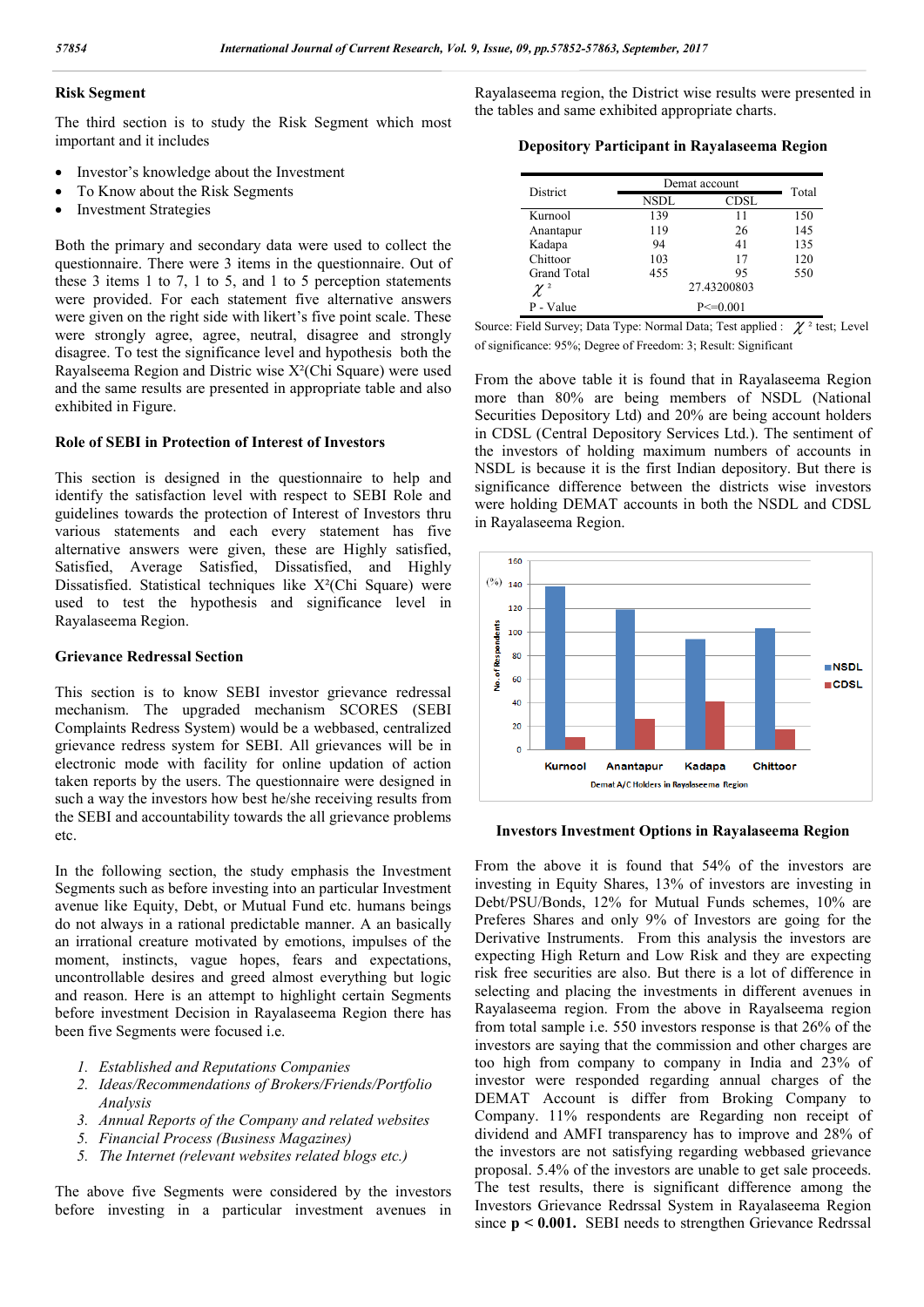### Risk Segment

The third section is to study the Risk Segment which most important and it includes

- Investor's knowledge about the Investment
- To Know about the Risk Segments
- Investment Strategies

Both the primary and secondary data were used to collect the questionnaire. There were 3 items in the questionnaire. Out of these 3 items 1 to 7, 1 to 5, and 1 to 5 perception statements were provided. For each statement five alternative answers were given on the right side with likert's five point scale. These were strongly agree, agree, neutral, disagree and strongly disagree. To test the significance level and hypothesis both the Rayalaseema Region and Distric wise $X^2$(Chi Square) were used and the same results are presented in appropriate table and also exhibited in Figure.

### Role of SEBI in Protection of Interest of Investors

This section is designed in the questionnaire to help and identify the satisfaction level with respect to SEBI Role and guidelines towards the protection of Interest of Investors thru various statements and each every statement has five alternative answers were given, these are Highly satisfied, Satisfied, Average Satisfied, Dissatisfied, and Highly Dissatisfied. Statistical techniques like $X^2$(Chi Square) were used to test the hypothesis and significance level in Rayalaseema Region.

### Grievance Redressal Section

This section is to know SEBI investor grievance redressal mechanism. The upgraded mechanism SCORES (SEBI Complaints Redress System) would be a webbased, centralized grievance redress system for SEBI. All grievances will be in electronic mode with facility for online updation of action taken reports by the users. The questionnaire were designed in such a way the investors how best he/she receiving results from the SEBI and accountability towards the all grievance problems etc.

In the following section, the study emphasis the Investment Segments such as before investing into an particular Investment avenue like Equity, Debt, or Mutual Fund etc. humans beings do not always in a rational predictable manner. A an basically an irrational creature motivated by emotions, impulses of the moment, instincts, vague hopes, fears and expectations, uncontrollable desires and greed almost everything but logic and reason. Here is an attempt to highlight certain Segments before investment Decision in Rayalaseema Region there has been five Segments were focused i.e.

1. *Established and Reputations Companies*
2. *Ideas/Recommendations of Brokers/Friends/Portfolio Analysis*
3. *Annual Reports of the Company and related websites*
5. *Financial Process (Business Magazines)*
5. *The Internet (relevant websites related blogs etc.)*

The above five Segments were considered by the investors before investing in a particular investment avenues in Rayalaseema region, the District wise results were presented in the tables and same exhibited appropriate charts.

**Depository Participant in Rayalaseema Region**

| District | Demat account | | Total |
|---|---|---|---|
| | NSDL | CDSL | |
| Kurnool | 139 | 11 | 150 |
| Anantapur | 119 | 26 | 145 |
| Kadapa | 94 | 41 | 135 |
| Chittoor | 103 | 17 | 120 |
| Grand Total | 455 | 95 | 550 |
| $\chi^2$ | 27.43200803 | | |
| P - Value | P<=0.001 | | |

Source: Field Survey; Data Type: Normal Data; Test applied : $\chi^2$ test; Level of significance: 95%; Degree of Freedom: 3; Result: Significant

From the above table it is found that in Rayalaseema Region more than 80% are being members of NSDL (National Securities Depository Ltd) and 20% are being account holders in CDSL (Central Depository Services Ltd.). The sentiment of the investors of holding maximum numbers of accounts in NSDL is because it is the first Indian depository. But there is significance difference between the districts wise investors were holding DEMAT accounts in both the NSDL and CDSL in Rayalaseema Region.

### Investors Investment Options in Rayalaseema Region

From the above it is found that 54% of the investors are investing in Equity Shares, 13% of investors are investing in Debt/PSU/Bonds, 12% for Mutual Funds schemes, 10% are Preferes Shares and only 9% of Investors are going for the Derivative Instruments. From this analysis the investors are expecting High Return and Low Risk and they are expecting risk free securities are also. But there is a lot of difference in selecting and placing the investments in different avenues in Rayalaseema region. From the above in Rayalseema region from total sample i.e. 550 investors response is that 26% of the investors are saying that the commission and other charges are too high from company to company in India and 23% of investor were responded regarding annual charges of the DEMAT Account is differ from Broking Company to Company. 11% respondents are Regarding non receipt of dividend and AMFI transparency has to improve and 28% of the investors are not satisfying regarding webbased grievance proposal. 5.4% of the investors are unable to get sale proceeds. The test results, there is significant difference among the Investors Grievance Redrssal System in Rayalaseema Region since **p < 0.001**. SEBI needs to strengthen Grievance Redrssal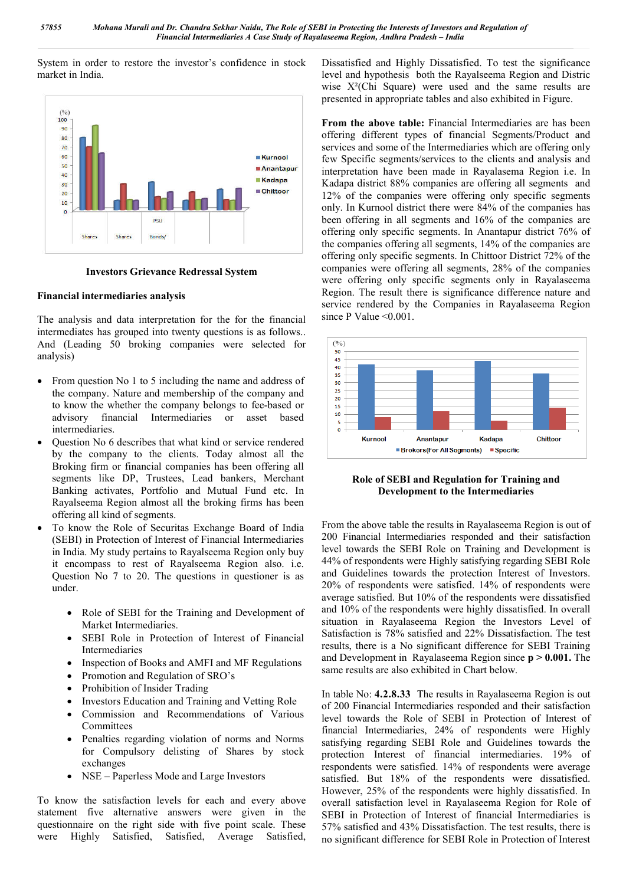System in order to restore the investor's confidence in stock market in India.

**Investors Grievance Redressal System**

**Financial intermediaries analysis**

The analysis and data interpretation for the for the financial intermediates has grouped into twenty questions is as follows.. And (Leading 50 broking companies were selected for analysis)

- From question No 1 to 5 including the name and address of the company. Nature and membership of the company and to know the whether the company belongs to fee-based or advisory financial Intermediaries or asset based intermediaries.
- Question No 6 describes that what kind or service rendered by the company to the clients. Today almost all the Broking firm or financial companies has been offering all segments like DP, Trustees, Lead bankers, Merchant Banking activates, Portfolio and Mutual Fund etc. In Rayalseema Region almost all the broking firms has been offering all kind of segments.
- To know the Role of Securitas Exchange Board of India (SEBI) in Protection of Interest of Financial Intermediaries in India. My study pertains to Rayalseema Region only buy it encompass to rest of Rayalseema Region also. i.e. Question No 7 to 20. The questions in questioner is as under.
    - Role of SEBI for the Training and Development of Market Intermediaries.
    - SEBI Role in Protection of Interest of Financial Intermediaries
    - Inspection of Books and AMFI and MF Regulations
    - Promotion and Regulation of SRO's
    - Prohibition of Insider Trading
    - Investors Education and Training and Vetting Role
    - Commission and Recommendations of Various Committees
    - Penalties regarding violation of norms and Norms for Compulsory delisting of Shares by stock exchanges
    - NSE – Paperless Mode and Large Investors

To know the satisfaction levels for each and every above statement five alternative answers were given in the questionnaire on the right side with five point scale. These were Highly Satisfied, Satisfied, Average Satisfied, Dissatisfied and Highly Dissatisfied. To test the significance level and hypothesis both the Rayalseema Region and Distric wise $X^2$(Chi Square) were used and the same results are presented in appropriate tables and also exhibited in Figure.

**From the above table:** Financial Intermediaries are has been offering different types of financial Segments/Product and services and some of the Intermediaries which are offering only few Specific segments/services to the clients and analysis and interpretation have been made in Rayalaseema Region i.e. In Kadapa district 88% companies are offering all segments and 12% of the companies were offering only specific segments only. In Kurnool district there were 84% of the companies has been offering in all segments and 16% of the companies are offering only specific segments. In Anantapur district 76% of the companies offering all segments, 14% of the companies are offering only specific segments. In Chittoor District 72% of the companies were offering all segments, 28% of the companies were offering only specific segments only in Rayalaseema Region. The result there is significance difference nature and service rendered by the Companies in Rayalaseema Region since P Value <0.001.

**Role of SEBI and Regulation for Training and Development to the Intermediaries**

From the above table the results in Rayalaseema Region is out of 200 Financial Intermediaries responded and their satisfaction level towards the SEBI Role on Training and Development is 44% of respondents were Highly satisfying regarding SEBI Role and Guidelines towards the protection Interest of Investors. 20% of respondents were satisfied. 14% of respondents were average satisfied. But 10% of the respondents were dissatisfied and 10% of the respondents were highly dissatisfied. In overall situation in Rayalaseema Region the Investors Level of Satisfaction is 78% satisfied and 22% Dissatisfaction. The test results, there is a No significant difference for SEBI Training and Development in Rayalaseema Region since **p > 0.001.** The same results are also exhibited in Chart below.

In table No: **4.2.8.33** The results in Rayalaseema Region is out of 200 Financial Intermediaries responded and their satisfaction level towards the Role of SEBI in Protection of Interest of financial Intermediaries, 24% of respondents were Highly satisfying regarding SEBI Role and Guidelines towards the protection Interest of financial intermediaries. 19% of respondents were satisfied. 14% of respondents were average satisfied. But 18% of the respondents were dissatisfied. However, 25% of the respondents were highly dissatisfied. In overall satisfaction level in Rayalaseema Region for Role of SEBI in Protection of Interest of financial Intermediaries is 57% satisfied and 43% Dissatisfaction. The test results, there is no significant difference for SEBI Role in Protection of Interest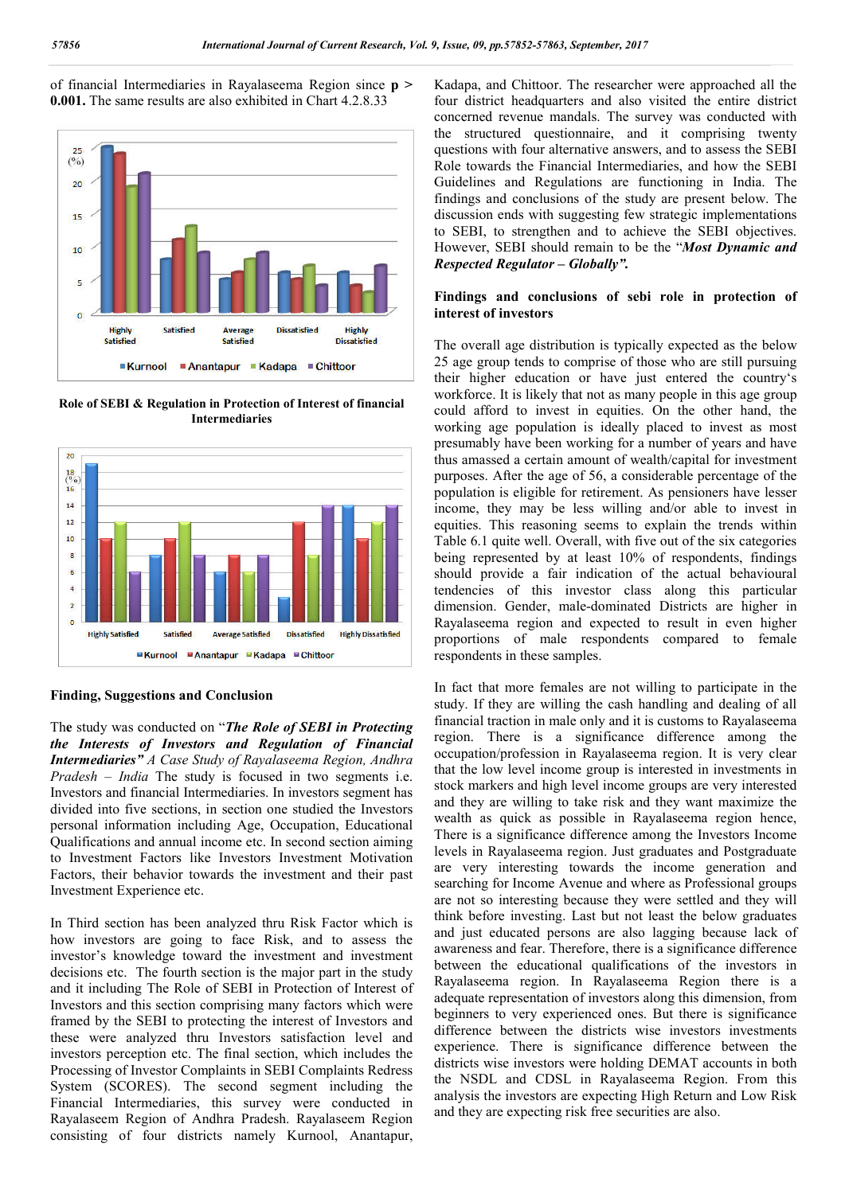of financial Intermediaries in Rayalaseema Region since **p > 0.001.** The same results are also exhibited in Chart 4.2.8.33

**Role of SEBI & Regulation in Protection of Interest of financial Intermediaries**

### Finding, Suggestions and Conclusion

The study was conducted on "***The Role of SEBI in Protecting the Interests of Investors and Regulation of Financial Intermediaries"*** *A Case Study of Rayalaseema Region, Andhra Pradesh – India* The study is focused in two segments i.e. Investors and financial Intermediaries. In investors segment has divided into five sections, in section one studied the Investors personal information including Age, Occupation, Educational Qualifications and annual income etc. In second section aiming to Investment Factors like Investors Investment Motivation Factors, their behavior towards the investment and their past Investment Experience etc.

In Third section has been analyzed thru Risk Factor which is how investors are going to face Risk, and to assess the investor's knowledge toward the investment and investment decisions etc. The fourth section is the major part in the study and it including The Role of SEBI in Protection of Interest of Investors and this section comprising many factors which were framed by the SEBI to protecting the interest of Investors and these were analyzed thru Investors satisfaction level and investors perception etc. The final section, which includes the Processing of Investor Complaints in SEBI Complaints Redress System (SCORES). The second segment including the Financial Intermediaries, this survey were conducted in Rayalaseem Region of Andhra Pradesh. Rayalaseem Region consisting of four districts namely Kurnool, Anantapur, Kadapa, and Chittoor. The researcher were approached all the four district headquarters and also visited the entire district concerned revenue mandals. The survey was conducted with the structured questionnaire, and it comprising twenty questions with four alternative answers, and to assess the SEBI Role towards the Financial Intermediaries, and how the SEBI Guidelines and Regulations are functioning in India. The findings and conclusions of the study are present below. The discussion ends with suggesting few strategic implementations to SEBI, to strengthen and to achieve the SEBI objectives. However, SEBI should remain to be the "***Most Dynamic and Respected Regulator – Globally".***

### Findings and conclusions of sebi role in protection of interest of investors

The overall age distribution is typically expected as the below 25 age group tends to comprise of those who are still pursuing their higher education or have just entered the country's workforce. It is likely that not as many people in this age group could afford to invest in equities. On the other hand, the working age population is ideally placed to invest as most presumably have been working for a number of years and have thus amassed a certain amount of wealth/capital for investment purposes. After the age of 56, a considerable percentage of the population is eligible for retirement. As pensioners have lesser income, they may be less willing and/or able to invest in equities. This reasoning seems to explain the trends within Table 6.1 quite well. Overall, with five out of the six categories being represented by at least 10% of respondents, findings should provide a fair indication of the actual behavioural tendencies of this investor class along this particular dimension. Gender, male-dominated Districts are higher in Rayalaseema region and expected to result in even higher proportions of male respondents compared to female respondents in these samples.

In fact that more females are not willing to participate in the study. If they are willing the cash handling and dealing of all financial traction in male only and it is customs to Rayalaseema region. There is a significance difference among the occupation/profession in Rayalaseema region. It is very clear that the low level income group is interested in investments in stock markers and high level income groups are very interested and they are willing to take risk and they want maximize the wealth as quick as possible in Rayalaseema region hence, There is a significance difference among the Investors Income levels in Rayalaseema region. Just graduates and Postgraduate are very interesting towards the income generation and searching for Income Avenue and where as Professional groups are not so interesting because they were settled and they will think before investing. Last but not least the below graduates and just educated persons are also lagging because lack of awareness and fear. Therefore, there is a significance difference between the educational qualifications of the investors in Rayalaseema region. In Rayalaseema Region there is a adequate representation of investors along this dimension, from beginners to very experienced ones. But there is significance difference between the districts wise investors investments experience. There is significance difference between the districts wise investors were holding DEMAT accounts in both the NSDL and CDSL in Rayalaseema Region. From this analysis the investors are expecting High Return and Low Risk and they are expecting risk free securities are also.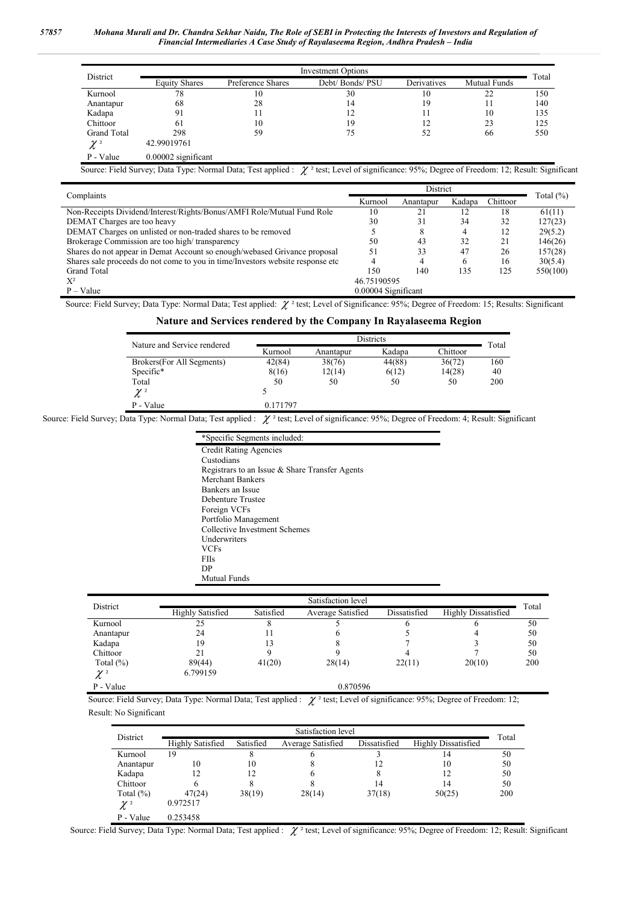| District | Investment Options | | | | | Total |
|---|---|---|---|---|---|---|
| | Equity Shares | Preference Shares | Debt/ Bonds/ PSU | Derivatives | Mutual Funds | |
| Kurnool | 78 | 10 | 30 | 10 | 22 | 150 |
| Anantapur | 68 | 28 | 14 | 19 | 11 | 140 |
| Kadapa | 91 | 11 | 12 | 11 | 10 | 135 |
| Chittoor | 61 | 10 | 19 | 12 | 23 | 125 |
| Grand Total | 298 | 59 | 75 | 52 | 66 | 550 |
| $\chi^2$ | 42.99019761 | | | | | |
| P - Value | 0.00002 significant | | | | | |

Source: Field Survey; Data Type: Normal Data; Test applied : $\chi^2$ test; Level of significance: 95%; Degree of Freedom: 12; Result: Significant

| Complaints | District | | | | Total (%) |
|---|---|---|---|---|---|
| | Kurnool | Anantapur | Kadapa | Chittoor | |
| Non-Receipts Dividend/Interest/Rights/Bonus/AMFI Role/Mutual Fund Role | 10 | 21 | 12 | 18 | 61(11) |
| DEMAT Charges are too heavy | 30 | 31 | 34 | 32 | 127(23) |
| DEMAT Charges on unlisted or non-traded shares to be removed | 5 | 8 | 4 | 12 | 29(5.2) |
| Brokerage Commission are too high/ transparency | 50 | 43 | 32 | 21 | 146(26) |
| Shares do not appear in Demat Account so enough/webased Grivance proposal | 51 | 33 | 47 | 26 | 157(28) |
| Shares sale proceeds do not come to you in time/Investors website response etc | 4 | 4 | 6 | 16 | 30(5.4) |
| Grand Total | 150 | 140 | 135 | 125 | 550(100) |
| $X^2$ | 46.75190595 | | | | |
| P – Value | 0.00004 Significant | | | | |

Source: Field Survey; Data Type: Normal Data; Test applied: $\chi^2$ test; Level of Significance: 95%; Degree of Freedom: 15; Results: Significant

## Nature and Services rendered by the Company In Rayalaseema Region

| Nature and Service rendered | Districts | | | | Total |
|---|---|---|---|---|---|
| | Kurnool | Anantapur | Kadapa | Chittoor | |
| Brokers(For All Segments) | 42(84) | 38(76) | 44(88) | 36(72) | 160 |
| Specific* | 8(16) | 12(14) | 6(12) | 14(28) | 40 |
| Total | 50 | 50 | 50 | 50 | 200 |
| $\chi^2$ | 5 | | | | |
| P - Value | 0.171797 | | | | |

Source: Field Survey; Data Type: Normal Data; Test applied : $\chi^2$ test; Level of significance: 95%; Degree of Freedom: 4; Result: Significant

| *Specific Segments included: |
|---|
| Credit Rating Agencies |
| Custodians |
| Registrars to an Issue & Share Transfer Agents |
| Merchant Bankers |
| Bankers an Issue |
| Debenture Trustee |
| Foreign VCFs |
| Portfolio Management |
| Collective Investment Schemes |
| Underwriters |
| VCFs |
| FIIs |
| DP |
| Mutual Funds |

| District | Satisfaction level | | | | | Total |
|---|---|---|---|---|---|---|
| | Highly Satisfied | Satisfied | Average Satisfied | Dissatisfied | Highly Dissatisfied | |
| Kurnool | 25 | 8 | 5 | 6 | 6 | 50 |
| Anantapur | 24 | 11 | 6 | 5 | 4 | 50 |
| Kadapa | 19 | 13 | 8 | 7 | 3 | 50 |
| Chittoor | 21 | 9 | 9 | 4 | 7 | 50 |
| Total (%) | 89(44) | 41(20) | 28(14) | 22(11) | 20(10) | 200 |
| $\chi^2$ | 6.799159 | | | | | |
| P - Value | | | 0.870596 | | | |

Source: Field Survey; Data Type: Normal Data; Test applied : $\chi^2$ test; Level of significance: 95%; Degree of Freedom: 12; Result: No Significant

| District | Satisfaction level | | | | | Total |
|---|---|---|---|---|---|---|
| | Highly Satisfied | Satisfied | Average Satisfied | Dissatisfied | Highly Dissatisfied | |
| Kurnool | 19 | 8 | 6 | 3 | 14 | 50 |
| Anantapur | 10 | 10 | 8 | 12 | 10 | 50 |
| Kadapa | 12 | 12 | 6 | 8 | 12 | 50 |
| Chittoor | 6 | 8 | 8 | 14 | 14 | 50 |
| Total (%) | 47(24) | 38(19) | 28(14) | 37(18) | 50(25) | 200 |
| $\chi^2$ | 0.972517 | | | | | |
| P - Value | 0.253458 | | | | | |

Source: Field Survey; Data Type: Normal Data; Test applied : $\chi^2$ test; Level of significance: 95%; Degree of Freedom: 12; Result: Significant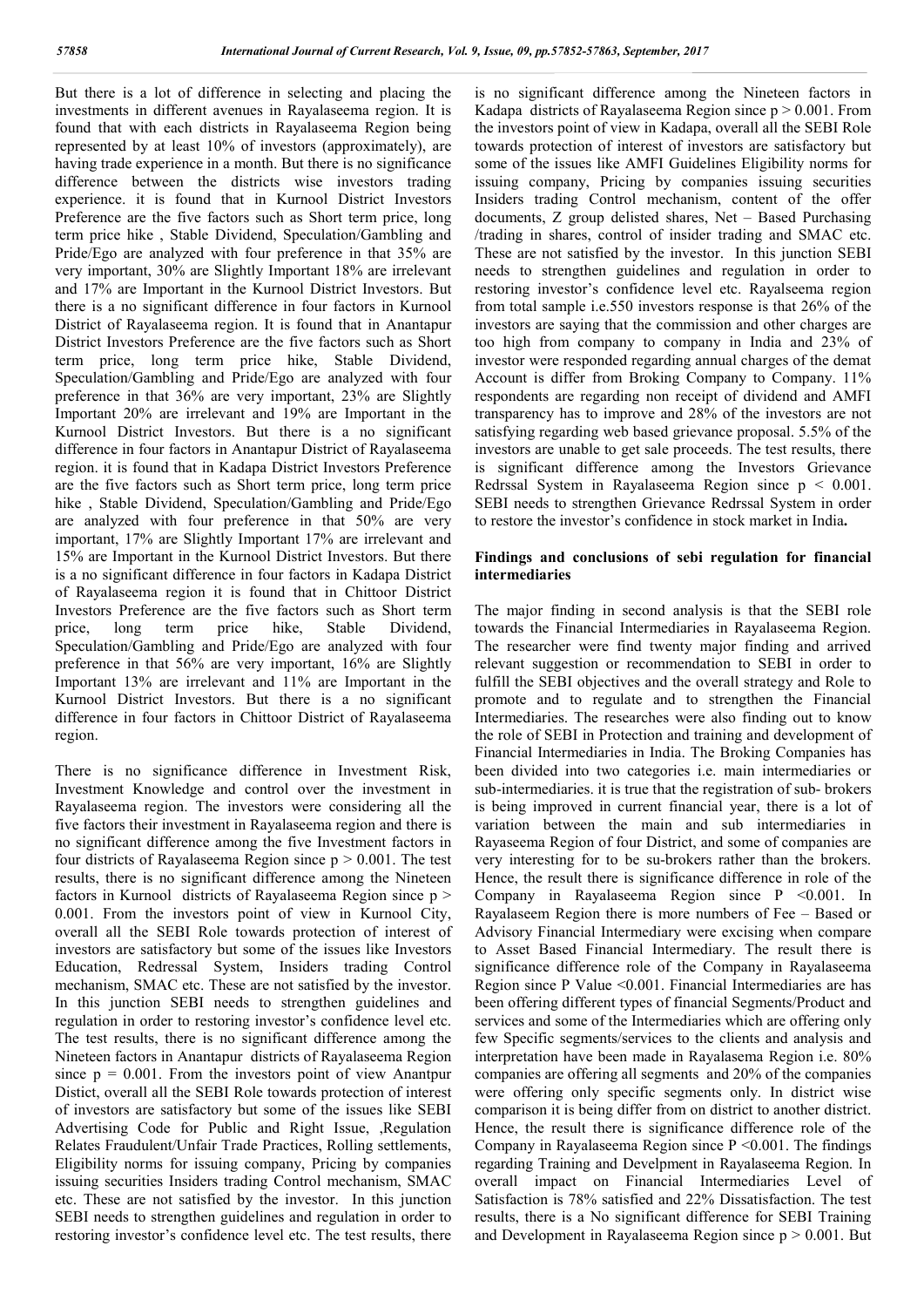But there is a lot of difference in selecting and placing the investments in different avenues in Rayalaseema region. It is found that with each districts in Rayalaseema Region being represented by at least 10% of investors (approximately), are having trade experience in a month. But there is no significance difference between the districts wise investors trading experience. it is found that in Kurnool District Investors Preference are the five factors such as Short term price, long term price hike , Stable Dividend, Speculation/Gambling and Pride/Ego are analyzed with four preference in that 35% are very important, 30% are Slightly Important 18% are irrelevant and 17% are Important in the Kurnool District Investors. But there is a no significant difference in four factors in Kurnool District of Rayalaseema region. It is found that in Anantapur District Investors Preference are the five factors such as Short term price, long term price hike, Stable Dividend, Speculation/Gambling and Pride/Ego are analyzed with four preference in that 36% are very important, 23% are Slightly Important 20% are irrelevant and 19% are Important in the Kurnool District Investors. But there is a no significant difference in four factors in Anantapur District of Rayalaseema region. it is found that in Kadapa District Investors Preference are the five factors such as Short term price, long term price hike , Stable Dividend, Speculation/Gambling and Pride/Ego are analyzed with four preference in that 50% are very important, 17% are Slightly Important 17% are irrelevant and 15% are Important in the Kurnool District Investors. But there is a no significant difference in four factors in Kadapa District of Rayalaseema region it is found that in Chittoor District Investors Preference are the five factors such as Short term price, long term price hike, Stable Dividend, Speculation/Gambling and Pride/Ego are analyzed with four preference in that 56% are very important, 16% are Slightly Important 13% are irrelevant and 11% are Important in the Kurnool District Investors. But there is a no significant difference in four factors in Chittoor District of Rayalaseema region.

There is no significance difference in Investment Risk, Investment Knowledge and control over the investment in Rayalaseema region. The investors were considering all the five factors their investment in Rayalaseema region and there is no significant difference among the five Investment factors in four districts of Rayalaseema Region since $p > 0.001$. The test results, there is no significant difference among the Nineteen factors in Kurnool districts of Rayalaseema Region since $p > 0.001$. From the investors point of view in Kurnool City, overall all the SEBI Role towards protection of interest of investors are satisfactory but some of the issues like Investors Education, Redressal System, Insiders trading Control mechanism, SMAC etc. These are not satisfied by the investor. In this junction SEBI needs to strengthen guidelines and regulation in order to restoring investor's confidence level etc. The test results, there is no significant difference among the Nineteen factors in Anantapur districts of Rayalaseema Region since $p = 0.001$. From the investors point of view Anantpur Distict, overall all the SEBI Role towards protection of interest of investors are satisfactory but some of the issues like SEBI Advertising Code for Public and Right Issue, ,Regulation Relates Fraudulent/Unfair Trade Practices, Rolling settlements, Eligibility norms for issuing company, Pricing by companies issuing securities Insiders trading Control mechanism, SMAC etc. These are not satisfied by the investor. In this junction SEBI needs to strengthen guidelines and regulation in order to restoring investor's confidence level etc. The test results, there is no significant difference among the Nineteen factors in Kadapa districts of Rayalaseema Region since $p > 0.001$. From the investors point of view in Kadapa, overall all the SEBI Role towards protection of interest of investors are satisfactory but some of the issues like AMFI Guidelines Eligibility norms for issuing company, Pricing by companies issuing securities Insiders trading Control mechanism, content of the offer documents, Z group delisted shares, Net – Based Purchasing /trading in shares, control of insider trading and SMAC etc. These are not satisfied by the investor. In this junction SEBI needs to strengthen guidelines and regulation in order to restoring investor's confidence level etc. Rayalseema region from total sample i.e.550 investors response is that 26% of the investors are saying that the commission and other charges are too high from company to company in India and 23% of investor were responded regarding annual charges of the demat Account is differ from Broking Company to Company. 11% respondents are regarding non receipt of dividend and AMFI transparency has to improve and 28% of the investors are not satisfying regarding web based grievance proposal. 5.5% of the investors are unable to get sale proceeds. The test results, there is significant difference among the Investors Grievance Redrssal System in Rayalaseema Region since $p < 0.001$. SEBI needs to strengthen Grievance Redrssal System in order to restore the investor's confidence in stock market in India**.**

## Findings and conclusions of sebi regulation for financial intermediaries

The major finding in second analysis is that the SEBI role towards the Financial Intermediaries in Rayalaseema Region. The researcher were find twenty major finding and arrived relevant suggestion or recommendation to SEBI in order to fulfill the SEBI objectives and the overall strategy and Role to promote and to regulate and to strengthen the Financial Intermediaries. The researches were also finding out to know the role of SEBI in Protection and training and development of Financial Intermediaries in India. The Broking Companies has been divided into two categories i.e. main intermediaries or sub-intermediaries. it is true that the registration of sub- brokers is being improved in current financial year, there is a lot of variation between the main and sub intermediaries in Rayaseema Region of four District, and some of companies are very interesting for to be su-brokers rather than the brokers. Hence, the result there is significance difference in role of the Company in Rayalaseema Region since $P < 0.001$. In Rayalaseem Region there is more numbers of Fee – Based or Advisory Financial Intermediary were excising when compare to Asset Based Financial Intermediary. The result there is significance difference role of the Company in Rayalaseema Region since P Value $< 0.001$. Financial Intermediaries are has been offering different types of financial Segments/Product and services and some of the Intermediaries which are offering only few Specific segments/services to the clients and analysis and interpretation have been made in Rayalaseema Region i.e. 80% companies are offering all segments and 20% of the companies were offering only specific segments only. In district wise comparison it is being differ from on district to another district. Hence, the result there is significance difference role of the Company in Rayalaseema Region since $P < 0.001$. The findings regarding Training and Develpment in Rayalaseema Region. In overall impact on Financial Intermediaries Level of Satisfaction is 78% satisfied and 22% Dissatisfaction. The test results, there is a No significant difference for SEBI Training and Development in Rayalaseema Region since $p > 0.001$. But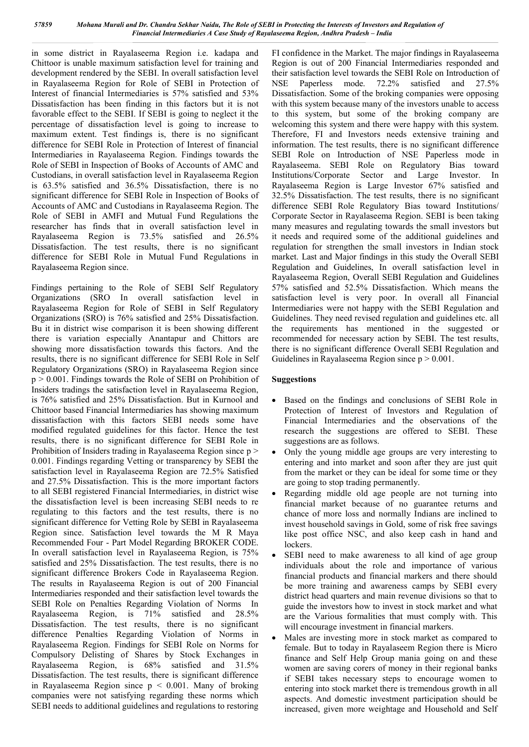in some district in Rayalaseema Region i.e. kadapa and Chittoor is unable maximum satisfaction level for training and development rendered by the SEBI. In overall satisfaction level in Rayalaseema Region for Role of SEBI in Protection of Interest of financial Intermediaries is 57% satisfied and 53% Dissatisfaction has been finding in this factors but it is not favorable effect to the SEBI. If SEBI is going to neglect it the percentage of dissatisfaction level is going to increase to maximum extent. Test findings is, there is no significant difference for SEBI Role in Protection of Interest of financial Intermediaries in Rayalaseema Region. Findings towards the Role of SEBI in Inspection of Books of Accounts of AMC and Custodians, in overall satisfaction level in Rayalaseema Region is 63.5% satisfied and 36.5% Dissatisfaction, there is no significant difference for SEBI Role in Inspection of Books of Accounts of AMC and Custodians in Rayalaseema Region. The Role of SEBI in AMFI and Mutual Fund Regulations the researcher has finds that in overall satisfaction level in Rayalaseema Region is 73.5% satisfied and 26.5% Dissatisfaction. The test results, there is no significant difference for SEBI Role in Mutual Fund Regulations in Rayalaseema Region since.

Findings pertaining to the Role of SEBI Self Regulatory Organizations (SRO In overall satisfaction level in Rayalaseema Region for Role of SEBI in Self Regulatory Organizations (SRO) is 76% satisfied and 25% Dissatisfaction. Bu it in district wise comparison it is been showing different there is variation especially Anantapur and Chittors are showing more dissatisfaction towards this factors. And the results, there is no significant difference for SEBI Role in Self Regulatory Organizations (SRO) in Rayalaseema Region since $p > 0.001$. Findings towards the Role of SEBI on Prohibition of Insiders tradings the satisfaction level in Rayalaseema Region, is 76% satisfied and 25% Dissatisfaction. But in Kurnool and Chittoor based Financial Intermediaries has showing maximum dissatisfaction with this factors SEBI needs some have modified regulated guidelines for this factor. Hence the test results, there is no significant difference for SEBI Role in Prohibition of Insiders trading in Rayalaseema Region since $p > 0.001$. Findings regarding Vetting or transparency by SEBI the satisfaction level in Rayalaseema Region are 72.5% Satisfied and 27.5% Dissatisfaction. This is the more important factors to all SEBI registered Financial Intermediaries, in district wise the dissatisfaction level is been increasing SEBI needs to re regulating to this factors and the test results, there is no significant difference for Vetting Role by SEBI in Rayalaseema Region since. Satisfaction level towards the M R Maya Recommended Four - Part Model Regarding BROKER CODE. In overall satisfaction level in Rayalaseema Region, is 75% satisfied and 25% Dissatisfaction. The test results, there is no significant difference Brokers Code in Rayalaseema Region. The results in Rayalaseema Region is out of 200 Financial Intermediaries responded and their satisfaction level towards the SEBI Role on Penalties Regarding Violation of Norms In Rayalaseema Region, is 71% satisfied and 28.5% Dissatisfaction. The test results, there is no significant difference Penalties Regarding Violation of Norms in Rayalaseema Region. Findings for SEBI Role on Norms for Compulsory Delisting of Shares by Stock Exchanges in Rayalaseema Region, is 68% satisfied and 31.5% Dissatisfaction. The test results, there is significant difference in Rayalaseema Region since $p < 0.001$. Many of broking companies were not satisfying regarding these norms which SEBI needs to additional guidelines and regulations to restoring FI confidence in the Market. The major findings in Rayalaseema Region is out of 200 Financial Intermediaries responded and their satisfaction level towards the SEBI Role on Introduction of NSE Paperless mode. 72.2% satisfied and 27.5% Dissatisfaction. Some of the broking companies were opposing with this system because many of the investors unable to access to this system, but some of the broking company are welcoming this system and there were happy with this system. Therefore, FI and Investors needs extensive training and information. The test results, there is no significant difference SEBI Role on Introduction of NSE Paperless mode in Rayalaseema. SEBI Role on Regulatory Bias toward Institutions/Corporate Sector and Large Investor. In Rayalaseema Region is Large Investor 67% satisfied and 32.5% Dissatisfaction. The test results, there is no significant difference SEBI Role Regulatory Bias toward Institutions/ Corporate Sector in Rayalaseema Region. SEBI is been taking many measures and regulating towards the small investors but it needs and required some of the additional guidelines and regulation for strengthen the small investors in Indian stock market. Last and Major findings in this study the Overall SEBI Regulation and Guidelines, In overall satisfaction level in Rayalaseema Region, Overall SEBI Regulation and Guidelines 57% satisfied and 52.5% Dissatisfaction. Which means the satisfaction level is very poor. In overall all Financial Intermediaries were not happy with the SEBI Regulation and Guidelines. They need revised regulation and guidelines etc. all the requirements has mentioned in the suggested or recommended for necessary action by SEBI. The test results, there is no significant difference Overall SEBI Regulation and Guidelines in Rayalaseema Region since $p > 0.001$.

## Suggestions

- Based on the findings and conclusions of SEBI Role in Protection of Interest of Investors and Regulation of Financial Intermediaries and the observations of the research the suggestions are offered to SEBI. These suggestions are as follows.
- Only the young middle age groups are very interesting to entering and into market and soon after they are just quit from the market or they can be ideal for some time or they are going to stop trading permanently.
- Regarding middle old age people are not turning into financial market because of no guarantee returns and chance of more loss and normally Indians are inclined to invest household savings in Gold, some of risk free savings like post office NSC, and also keep cash in hand and lockers.
- SEBI need to make awareness to all kind of age group individuals about the role and importance of various financial products and financial markers and there should be more training and awareness camps by SEBI every district head quarters and main revenue divisions so that to guide the investors how to invest in stock market and what are the Various formalities that must comply with. This will encourage investment in financial markers.
- Males are investing more in stock market as compared to female. But to today in Rayalaseem Region there is Micro finance and Self Help Group mania going on and these women are saving corers of money in their regional banks if SEBI takes necessary steps to encourage women to entering into stock market there is tremendous growth in all aspects. And domestic investment participation should be increased, given more weightage and Household and Self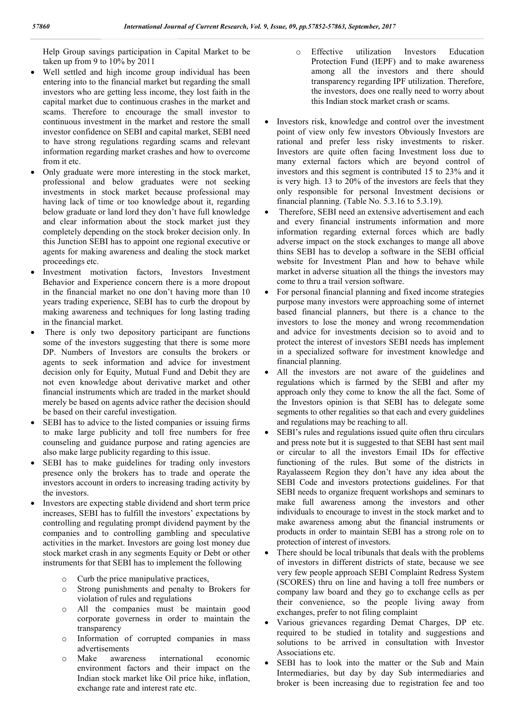Help Group savings participation in Capital Market to be taken up from 9 to 10% by 2011

- Well settled and high income group individual has been entering into to the financial market but regarding the small investors who are getting less income, they lost faith in the capital market due to continuous crashes in the market and scams. Therefore to encourage the small investor to continuous investment in the market and restore the small investor confidence on SEBI and capital market, SEBI need to have strong regulations regarding scams and relevant information regarding market crashes and how to overcome from it etc.
- Only graduate were more interesting in the stock market, professional and below graduates were not seeking investments in stock market because professional may having lack of time or too knowledge about it, regarding below graduate or land lord they don't have full knowledge and clear information about the stock market just they completely depending on the stock broker decision only. In this Junction SEBI has to appoint one regional executive or agents for making awareness and dealing the stock market proceedings etc.
- Investment motivation factors, Investors Investment Behavior and Experience concern there is a more dropout in the financial market no one don't having more than 10 years trading experience, SEBI has to curb the dropout by making awareness and techniques for long lasting trading in the financial market.
- There is only two depository participant are functions some of the investors suggesting that there is some more DP. Numbers of Investors are consults the brokers or agents to seek information and advice for investment decision only for Equity, Mutual Fund and Debit they are not even knowledge about derivative market and other financial instruments which are traded in the market should merely be based on agents advice rather the decision should be based on their careful investigation.
- SEBI has to advice to the listed companies or issuing firms to make large publicity and toll free numbers for free counseling and guidance purpose and rating agencies are also make large publicity regarding to this issue.
- SEBI has to make guidelines for trading only investors presence only the brokers has to trade and operate the investors account in orders to increasing trading activity by the investors.
- Investors are expecting stable dividend and short term price increases, SEBI has to fulfill the investors' expectations by controlling and regulating prompt dividend payment by the companies and to controlling gambling and speculative activities in the market. Investors are going lost money due stock market crash in any segments Equity or Debt or other instruments for that SEBI has to implement the following
  - Curb the price manipulative practices,
  - Strong punishments and penalty to Brokers for violation of rules and regulations
  - All the companies must be maintain good corporate governess in order to maintain the transparency
  - Information of corrupted companies in mass advertisements
  - Make awareness international economic environment factors and their impact on the Indian stock market like Oil price hike, inflation, exchange rate and interest rate etc.
  - Effective utilization Investors Education Protection Fund (IEPF) and to make awareness among all the investors and there should transparency regarding IPF utilization. Therefore, the investors, does one really need to worry about this Indian stock market crash or scams.
- Investors risk, knowledge and control over the investment point of view only few investors Obviously Investors are rational and prefer less risky investments to risker. Investors are quite often facing Investment loss due to many external factors which are beyond control of investors and this segment is contributed 15 to 23% and it is very high. 13 to 20% of the investors are feels that they only responsible for personal Investment decisions or financial planning. (Table No. 5.3.16 to 5.3.19).
- Therefore, SEBI need an extensive advertisement and each and every financial instruments information and more information regarding external forces which are badly adverse impact on the stock exchanges to mange all above thins SEBI has to develop a software in the SEBI official website for Investment Plan and how to behave while market in adverse situation all the things the investors may come to thru a trail version software.
- For personal financial planning and fixed income strategies purpose many investors were approaching some of internet based financial planners, but there is a chance to the investors to lose the money and wrong recommendation and advice for investments decision so to avoid and to protect the interest of investors SEBI needs has implement in a specialized software for investment knowledge and financial planning.
- All the investors are not aware of the guidelines and regulations which is farmed by the SEBI and after my approach only they come to know the all the fact. Some of the Investors opinion is that SEBI has to delegate some segments to other regalities so that each and every guidelines and regulations may be reaching to all.
- SEBI's rules and regulations issued quite often thru circulars and press note but it is suggested to that SEBI hast sent mail or circular to all the investors Email IDs for effective functioning of the rules. But some of the districts in Rayalasseem Region they don't have any idea about the SEBI Code and investors protections guidelines. For that SEBI needs to organize frequent workshops and seminars to make full awareness among the investors and other individuals to encourage to invest in the stock market and to make awareness among abut the financial instruments or products in order to maintain SEBI has a strong role on to protection of interest of investors.
- There should be local tribunals that deals with the problems of investors in different districts of state, because we see very few people approach SEBI Complaint Redress System (SCORES) thru on line and having a toll free numbers or company law board and they go to exchange cells as per their convenience, so the people living away from exchanges, prefer to not filing complaint
- Various grievances regarding Demat Charges, DP etc. required to be studied in totality and suggestions and solutions to be arrived in consultation with Investor Associations etc.
- SEBI has to look into the matter or the Sub and Main Intermediaries, but day by day Sub intermediaries and broker is been increasing due to registration fee and too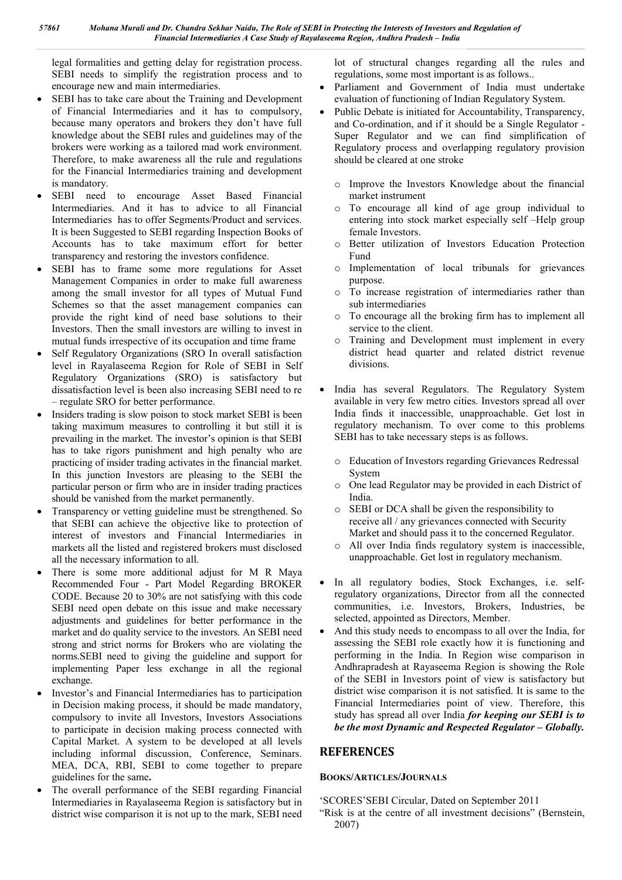legal formalities and getting delay for registration process. SEBI needs to simplify the registration process and to encourage new and main intermediaries.

- SEBI has to take care about the Training and Development of Financial Intermediaries and it has to compulsory, because many operators and brokers they don't have full knowledge about the SEBI rules and guidelines may of the brokers were working as a tailored mad work environment. Therefore, to make awareness all the rule and regulations for the Financial Intermediaries training and development is mandatory.
- SEBI need to encourage Asset Based Financial Intermediaries. And it has to advice to all Financial Intermediaries has to offer Segments/Product and services. It is been Suggested to SEBI regarding Inspection Books of Accounts has to take maximum effort for better transparency and restoring the investors confidence.
- SEBI has to frame some more regulations for Asset Management Companies in order to make full awareness among the small investor for all types of Mutual Fund Schemes so that the asset management companies can provide the right kind of need base solutions to their Investors. Then the small investors are willing to invest in mutual funds irrespective of its occupation and time frame
- Self Regulatory Organizations (SRO In overall satisfaction level in Rayalaseema Region for Role of SEBI in Self Regulatory Organizations (SRO) is satisfactory but dissatisfaction level is been also increasing SEBI need to re – regulate SRO for better performance.
- Insiders trading is slow poison to stock market SEBI is been taking maximum measures to controlling it but still it is prevailing in the market. The investor's opinion is that SEBI has to take rigors punishment and high penalty who are practicing of insider trading activates in the financial market. In this junction Investors are pleasing to the SEBI the particular person or firm who are in insider trading practices should be vanished from the market permanently.
- Transparency or vetting guideline must be strengthened. So that SEBI can achieve the objective like to protection of interest of investors and Financial Intermediaries in markets all the listed and registered brokers must disclosed all the necessary information to all.
- There is some more additional adjust for M R Maya Recommended Four - Part Model Regarding BROKER CODE. Because 20 to 30% are not satisfying with this code SEBI need open debate on this issue and make necessary adjustments and guidelines for better performance in the market and do quality service to the investors. An SEBI need strong and strict norms for Brokers who are violating the norms.SEBI need to giving the guideline and support for implementing Paper less exchange in all the regional exchange.
- Investor's and Financial Intermediaries has to participation in Decision making process, it should be made mandatory, compulsory to invite all Investors, Investors Associations to participate in decision making process connected with Capital Market. A system to be developed at all levels including informal discussion, Conference, Seminars. MEA, DCA, RBI, SEBI to come together to prepare guidelines for the same**.**
- The overall performance of the SEBI regarding Financial Intermediaries in Rayalaseema Region is satisfactory but in district wise comparison it is not up to the mark, SEBI need lot of structural changes regarding all the rules and regulations, some most important is as follows..
- Parliament and Government of India must undertake evaluation of functioning of Indian Regulatory System.
- Public Debate is initiated for Accountability, Transparency, and Co-ordination, and if it should be a Single Regulator - Super Regulator and we can find simplification of Regulatory process and overlapping regulatory provision should be cleared at one stroke
    - Improve the Investors Knowledge about the financial market instrument
    - To encourage all kind of age group individual to entering into stock market especially self –Help group female Investors.
    - Better utilization of Investors Education Protection Fund
    - Implementation of local tribunals for grievances purpose.
    - To increase registration of intermediaries rather than sub intermediaries
    - To encourage all the broking firm has to implement all service to the client.
    - Training and Development must implement in every district head quarter and related district revenue divisions.
- India has several Regulators. The Regulatory System available in very few metro cities. Investors spread all over India finds it inaccessible, unapproachable. Get lost in regulatory mechanism. To over come to this problems SEBI has to take necessary steps is as follows.
    - Education of Investors regarding Grievances Redressal System
    - One lead Regulator may be provided in each District of India.
    - SEBI or DCA shall be given the responsibility to receive all / any grievances connected with Security Market and should pass it to the concerned Regulator.
    - All over India finds regulatory system is inaccessible, unapproachable. Get lost in regulatory mechanism.
- In all regulatory bodies, Stock Exchanges, i.e. self-regulatory organizations, Director from all the connected communities, i.e. Investors, Brokers, Industries, be selected, appointed as Directors, Member.
- And this study needs to encompass to all over the India, for assessing the SEBI role exactly how it is functioning and performing in the India. In Region wise comparison in Andhrapradesh at Rayaseema Region is showing the Role of the SEBI in Investors point of view is satisfactory but district wise comparison it is not satisfied. It is same to the Financial Intermediaries point of view. Therefore, this study has spread all over India ***for keeping our SEBI is to be the most Dynamic and Respected Regulator – Globally.***

## REFERENCES

### BOOKS/ARTICLES/JOURNALS

'SCORES'SEBI Circular, Dated on September 2011

"Risk is at the centre of all investment decisions" (Bernstein, 2007)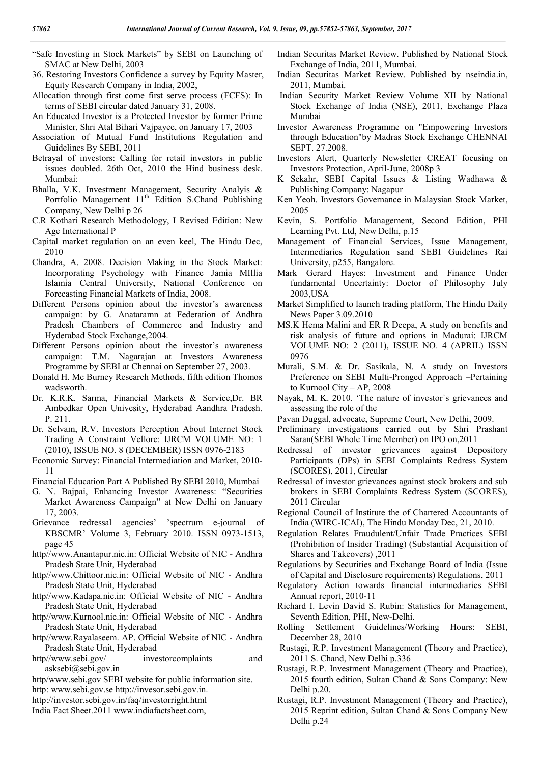"Safe Investing in Stock Markets" by SEBI on Launching of SMAC at New Delhi, 2003

36. Restoring Investors Confidence a survey by Equity Master, Equity Research Company in India, 2002,

Allocation through first come first serve process (FCFS): In terms of SEBI circular dated January 31, 2008.

An Educated Investor is a Protected Investor by former Prime Minister, Shri Atal Bihari Vajpayee, on January 17, 2003

Association of Mutual Fund Institutions Regulation and Guidelines By SEBI, 2011

Betrayal of investors: Calling for retail investors in public issues doubled. 26th Oct, 2010 the Hind business desk. Mumbai:

Bhalla, V.K. Investment Management, Security Analyis & Portfolio Management 11th Edition S.Chand Publishing Company, New Delhi p 26

C.R Kothari Research Methodology, I Revised Edition: New Age International P

Capital market regulation on an even keel, The Hindu Dec, 2010

Chandra, A. 2008. Decision Making in the Stock Market: Incorporating Psychology with Finance Jamia MIllia Islamia Central University, National Conference on Forecasting Financial Markets of India, 2008.

Different Persons opinion about the investor's awareness campaign: by G. Anataramn at Federation of Andhra Pradesh Chambers of Commerce and Industry and Hyderabad Stock Exchange,2004.

Different Persons opinion about the investor's awareness campaign: T.M. Nagarajan at Investors Awareness Programme by SEBI at Chennai on September 27, 2003.

Donald H. Mc Burney Research Methods, fifth edition Thomos wadsworth.

Dr. K.R.K. Sarma, Financial Markets & Service,Dr. BR Ambedkar Open Univesity, Hyderabad Aandhra Pradesh. P. 211.

Dr. Selvam, R.V. Investors Perception About Internet Stock Trading A Constraint Vellore: IJRCM VOLUME NO: 1 (2010), ISSUE NO. 8 (DECEMBER) ISSN 0976-2183

Economic Survey: Financial Intermediation and Market, 2010-11

Financial Education Part A Published By SEBI 2010, Mumbai

G. N. Bajpai, Enhancing Investor Awareness: "Securities Market Awareness Campaign" at New Delhi on January 17, 2003.

Grievance redressal agencies' 'spectrum e-journal of KBSCMR' Volume 3, February 2010. ISSN 0973-1513, page 45

http//www.Anantapur.nic.in: Official Website of NIC - Andhra Pradesh State Unit, Hyderabad

http//www.Chittoor.nic.in: Official Website of NIC - Andhra Pradesh State Unit, Hyderabad

http//www.Kadapa.nic.in: Official Website of NIC - Andhra Pradesh State Unit, Hyderabad

http//www.Kurnool.nic.in: Official Website of NIC - Andhra Pradesh State Unit, Hyderabad

http//www.Rayalaseem. AP. Official Website of NIC - Andhra Pradesh State Unit, Hyderabad

http//www.sebi.gov/ investorcomplaints and asksebi@sebi.gov.in

http/www.sebi.gov SEBI website for public information site.

http: www.sebi.gov.se http://invesor.sebi.gov.in.

http://investor.sebi.gov.in/faq/investorright.html

India Fact Sheet.2011 www.indiafactsheet.com,

Indian Securitas Market Review. Published by National Stock Exchange of India, 2011, Mumbai.

Indian Securitas Market Review. Published by nseindia.in, 2011, Mumbai.

Indian Security Market Review Volume XII by National Stock Exchange of India (NSE), 2011, Exchange Plaza Mumbai

Investor Awareness Programme on "Empowering Investors through Education"by Madras Stock Exchange CHENNAI SEPT. 27.2008.

Investors Alert, Quarterly Newsletter CREAT focusing on Investors Protection, April-June, 2008p 3

K Sekahr, SEBI Capital Issues & Listing Wadhawa & Publishing Company: Nagapur

Ken Yeoh. Investors Governance in Malaysian Stock Market, 2005

Kevin, S. Portfolio Management, Second Edition, PHI Learning Pvt. Ltd, New Delhi, p.15

Management of Financial Services, Issue Management, Intermediaries Regulation sand SEBI Guidelines Rai University, p255, Bangalore.

Mark Gerard Hayes: Investment and Finance Under fundamental Uncertainty: Doctor of Philosophy July 2003,USA

Market Simplified to launch trading platform, The Hindu Daily News Paper 3.09.2010

MS.K Hema Malini and ER R Deepa, A study on benefits and risk analysis of future and options in Madurai: IJRCM VOLUME NO: 2 (2011), ISSUE NO. 4 (APRIL) ISSN 0976

Murali, S.M. & Dr. Sasikala, N. A study on Investors Preference on SEBI Multi-Pronged Approach –Pertaining to Kurnool City – AP, 2008

Nayak, M. K. 2010. 'The nature of investor`s grievances and assessing the role of the

Pavan Duggal, advocate, Supreme Court, New Delhi, 2009.

Preliminary investigations carried out by Shri Prashant Saran(SEBI Whole Time Member) on IPO on,2011

Redressal of investor grievances against Depository Participants (DPs) in SEBI Complaints Redress System (SCORES), 2011, Circular

Redressal of investor grievances against stock brokers and sub brokers in SEBI Complaints Redress System (SCORES), 2011 Circular

Regional Council of Institute the of Chartered Accountants of India (WIRC-ICAI), The Hindu Monday Dec, 21, 2010.

Regulation Relates Fraudulent/Unfair Trade Practices SEBI (Prohibition of Insider Trading) (Substantial Acquisition of Shares and Takeovers) ,2011

Regulations by Securities and Exchange Board of India (Issue of Capital and Disclosure requirements) Regulations, 2011

Regulatory Action towards financial intermediaries SEBI Annual report, 2010-11

Richard I. Levin David S. Rubin: Statistics for Management, Seventh Edition, PHI, New-Delhi.

Rolling Settlement Guidelines/Working Hours: SEBI, December 28, 2010

Rustagi, R.P. Investment Management (Theory and Practice), 2011 S. Chand, New Delhi p.336

Rustagi, R.P. Investment Management (Theory and Practice), 2015 fourth edition, Sultan Chand & Sons Company: New Delhi p.20.

Rustagi, R.P. Investment Management (Theory and Practice), 2015 Reprint edition, Sultan Chand & Sons Company New Delhi p.24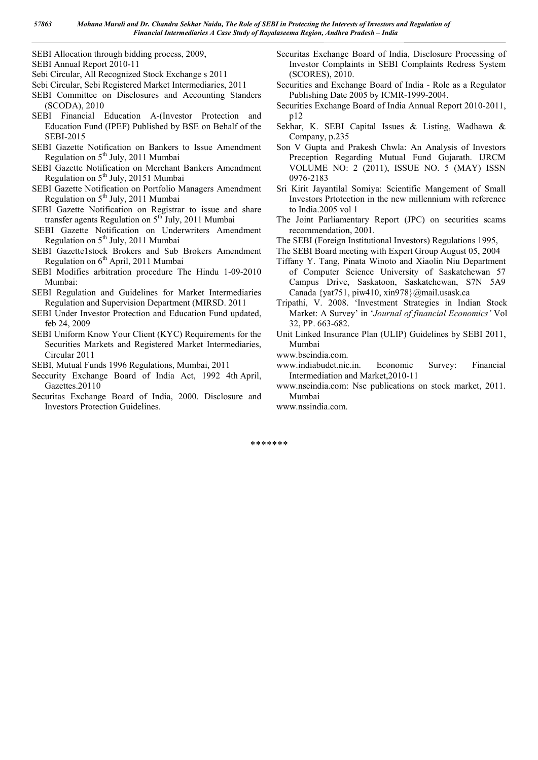SEBI Allocation through bidding process, 2009,

SEBI Annual Report 2010-11

Sebi Circular, All Recognized Stock Exchange s 2011

Sebi Circular, Sebi Registered Market Intermediaries, 2011

SEBI Committee on Disclosures and Accounting Standers (SCODA), 2010

SEBI Financial Education A-(Investor Protection and Education Fund (IPEF) Published by BSE on Behalf of the SEBI-2015

SEBI Gazette Notification on Bankers to Issue Amendment Regulation on 5th July, 2011 Mumbai

SEBI Gazette Notification on Merchant Bankers Amendment Regulation on 5th July, 20151 Mumbai

SEBI Gazette Notification on Portfolio Managers Amendment Regulation on 5th July, 2011 Mumbai

SEBI Gazette Notification on Registrar to issue and share transfer agents Regulation on 5th July, 2011 Mumbai

SEBI Gazette Notification on Underwriters Amendment Regulation on 5th July, 2011 Mumbai

SEBI Gazette1stock Brokers and Sub Brokers Amendment Regulation on 6th April, 2011 Mumbai

SEBI Modifies arbitration procedure The Hindu 1-09-2010 Mumbai:

SEBI Regulation and Guidelines for Market Intermediaries Regulation and Supervision Department (MIRSD. 2011

SEBI Under Investor Protection and Education Fund updated, feb 24, 2009

SEBI Uniform Know Your Client (KYC) Requirements for the Securities Markets and Registered Market Intermediaries, Circular 2011

SEBI, Mutual Funds 1996 Regulations, Mumbai, 2011

Seccurity Exchange Board of India Act, 1992 4th April, Gazettes.20110

Securitas Exchange Board of India, 2000. Disclosure and Investors Protection Guidelines.

Securitas Exchange Board of India, Disclosure Processing of Investor Complaints in SEBI Complaints Redress System (SCORES), 2010.

Securities and Exchange Board of India - Role as a Regulator Publishing Date 2005 by ICMR-1999-2004.

Securities Exchange Board of India Annual Report 2010-2011, p12

Sekhar, K. SEBI Capital Issues & Listing, Wadhawa & Company, p.235

Son V Gupta and Prakesh Chwla: An Analysis of Investors Preception Regarding Mutual Fund Gujarath. IJRCM VOLUME NO: 2 (2011), ISSUE NO. 5 (MAY) ISSN 0976-2183

Sri Kirit Jayantilal Somiya: Scientific Mangement of Small Investors Prtotection in the new millennium with reference to India.2005 vol 1

The Joint Parliamentary Report (JPC) on securities scams recommendation, 2001.

The SEBI (Foreign Institutional Investors) Regulations 1995,

The SEBI Board meeting with Expert Group August 05, 2004

Tiffany Y. Tang, Pinata Winoto and Xiaolin Niu Department of Computer Science University of Saskatchewan 57 Campus Drive, Saskatoon, Saskatchewan, S7N 5A9 Canada {yat751, piw410, xin978}@mail.usask.ca

Tripathi, V. 2008. 'Investment Strategies in Indian Stock Market: A Survey' in '*Journal of financial Economics'* Vol 32, PP. 663-682.

Unit Linked Insurance Plan (ULIP) Guidelines by SEBI 2011, Mumbai

www.bseindia.com.

www.indiabudet.nic.in. Economic Survey: Financial Intermediation and Market,2010-11

www.nseindia.com: Nse publications on stock market, 2011. Mumbai

www.nssindia.com.

\*\*\*\*\*\*\*